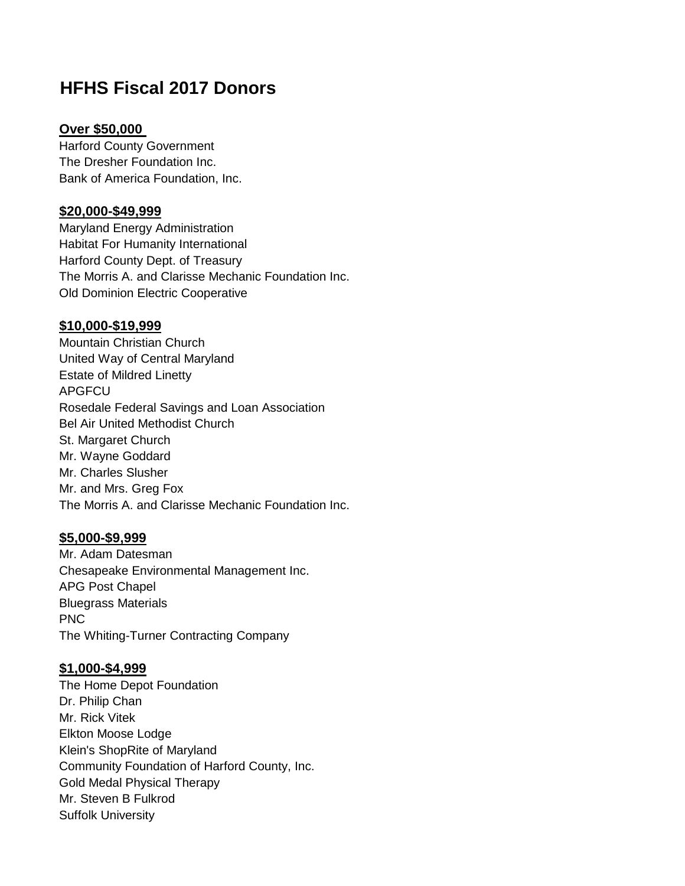# HFHS Fiscal 2017 Donors

**Over $50,000**

Harford County Government
The Dresher Foundation Inc.
Bank of America Foundation, Inc.

**$20,000-$49,999**

Maryland Energy Administration
Habitat For Humanity International
Harford County Dept. of Treasury
The Morris A. and Clarisse Mechanic Foundation Inc.
Old Dominion Electric Cooperative

**$10,000-$19,999**

Mountain Christian Church
United Way of Central Maryland
Estate of Mildred Linetty
APGFCU
Rosedale Federal Savings and Loan Association
Bel Air United Methodist Church
St. Margaret Church
Mr. Wayne Goddard
Mr. Charles Slusher
Mr. and Mrs. Greg Fox
The Morris A. and Clarisse Mechanic Foundation Inc.

**$5,000-$9,999**

Mr. Adam Datesman
Chesapeake Environmental Management Inc.
APG Post Chapel
Bluegrass Materials
PNC
The Whiting-Turner Contracting Company

**$1,000-$4,999**

The Home Depot Foundation
Dr. Philip Chan
Mr. Rick Vitek
Elkton Moose Lodge
Klein's ShopRite of Maryland
Community Foundation of Harford County, Inc.
Gold Medal Physical Therapy
Mr. Steven B Fulkrod
Suffolk University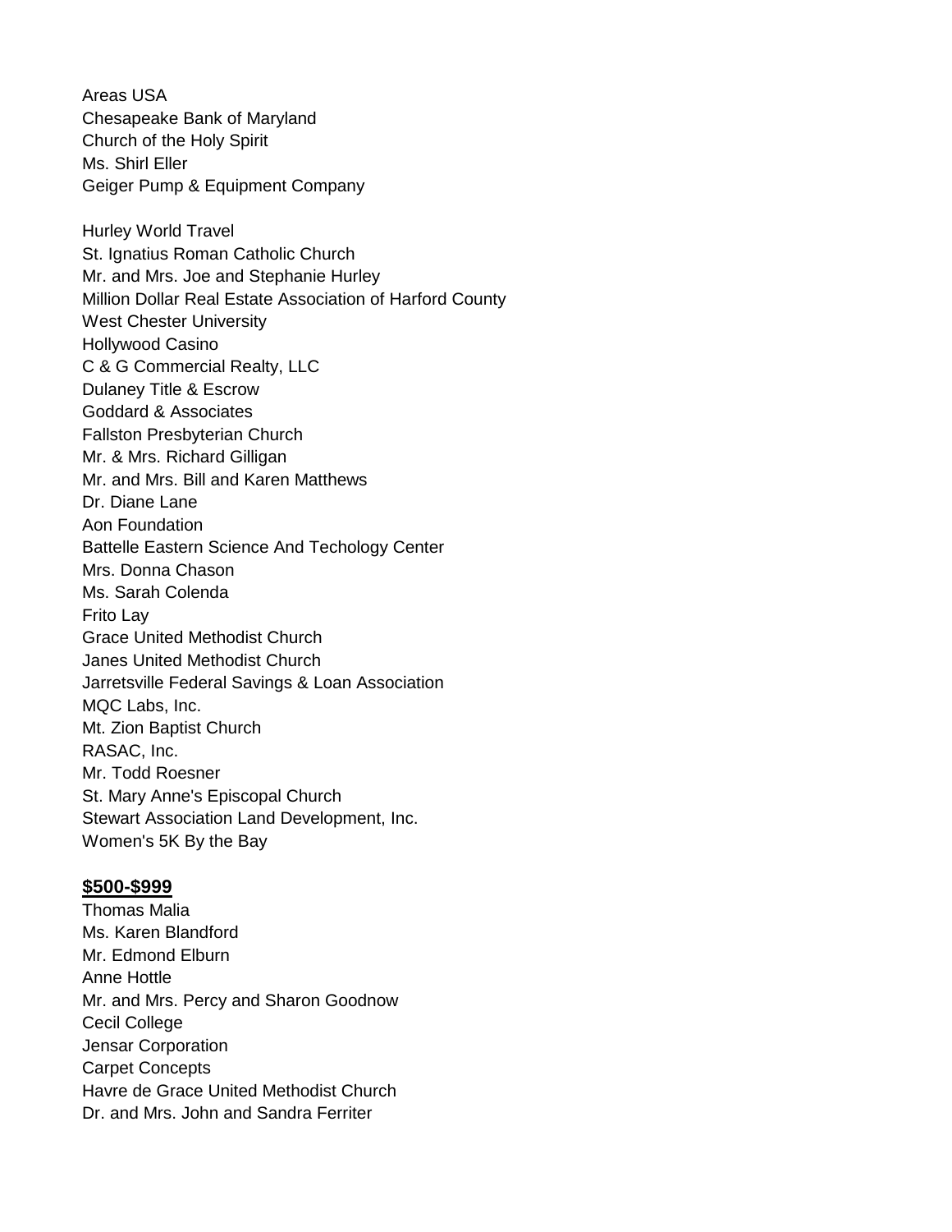Areas USA
Chesapeake Bank of Maryland
Church of the Holy Spirit
Ms. Shirl Eller
Geiger Pump & Equipment Company

Hurley World Travel
St. Ignatius Roman Catholic Church
Mr. and Mrs. Joe and Stephanie Hurley
Million Dollar Real Estate Association of Harford County
West Chester University
Hollywood Casino
C & G Commercial Realty, LLC
Dulaney Title & Escrow
Goddard & Associates
Fallston Presbyterian Church
Mr. & Mrs. Richard Gilligan
Mr. and Mrs. Bill and Karen Matthews
Dr. Diane Lane
Aon Foundation
Battelle Eastern Science And Techology Center
Mrs. Donna Chason
Ms. Sarah Colenda
Frito Lay
Grace United Methodist Church
Janes United Methodist Church
Jarretsville Federal Savings & Loan Association
MQC Labs, Inc.
Mt. Zion Baptist Church
RASAC, Inc.
Mr. Todd Roesner
St. Mary Anne's Episcopal Church
Stewart Association Land Development, Inc.
Women's 5K By the Bay

**$500-$999**

Thomas Malia
Ms. Karen Blandford
Mr. Edmond Elburn
Anne Hottle
Mr. and Mrs. Percy and Sharon Goodnow
Cecil College
Jensar Corporation
Carpet Concepts
Havre de Grace United Methodist Church
Dr. and Mrs. John and Sandra Ferriter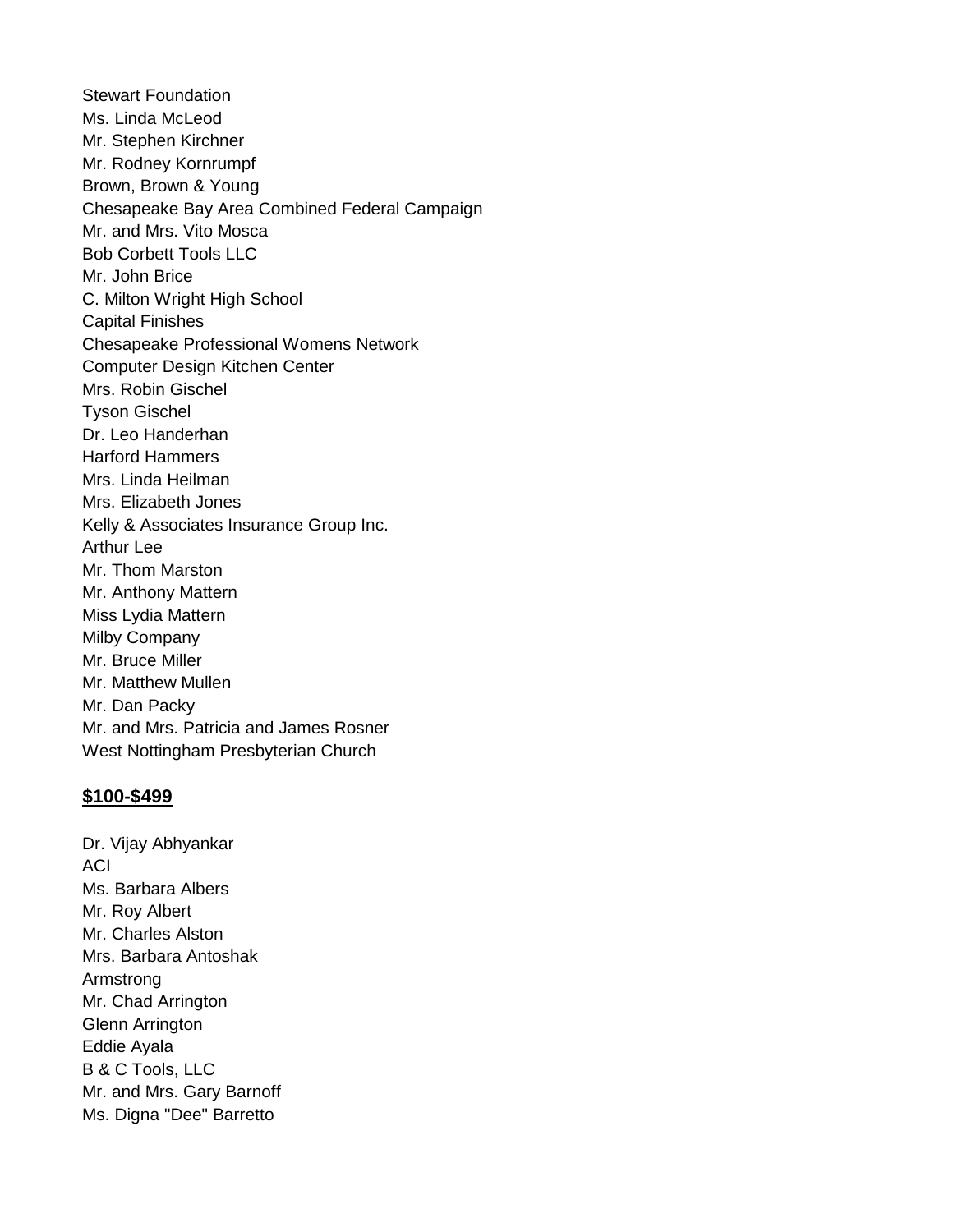Stewart Foundation
Ms. Linda McLeod
Mr. Stephen Kirchner
Mr. Rodney Kornrumpf
Brown, Brown & Young
Chesapeake Bay Area Combined Federal Campaign
Mr. and Mrs. Vito Mosca
Bob Corbett Tools LLC
Mr. John Brice
C. Milton Wright High School
Capital Finishes
Chesapeake Professional Womens Network
Computer Design Kitchen Center
Mrs. Robin Gischel
Tyson Gischel
Dr. Leo Handerhan
Harford Hammers
Mrs. Linda Heilman
Mrs. Elizabeth Jones
Kelly & Associates Insurance Group Inc.
Arthur Lee
Mr. Thom Marston
Mr. Anthony Mattern
Miss Lydia Mattern
Milby Company
Mr. Bruce Miller
Mr. Matthew Mullen
Mr. Dan Packy
Mr. and Mrs. Patricia and James Rosner
West Nottingham Presbyterian Church

**$100-$499**

Dr. Vijay Abhyankar
ACI
Ms. Barbara Albers
Mr. Roy Albert
Mr. Charles Alston
Mrs. Barbara Antoshak
Armstrong
Mr. Chad Arrington
Glenn Arrington
Eddie Ayala
B & C Tools, LLC
Mr. and Mrs. Gary Barnoff
Ms. Digna "Dee" Barretto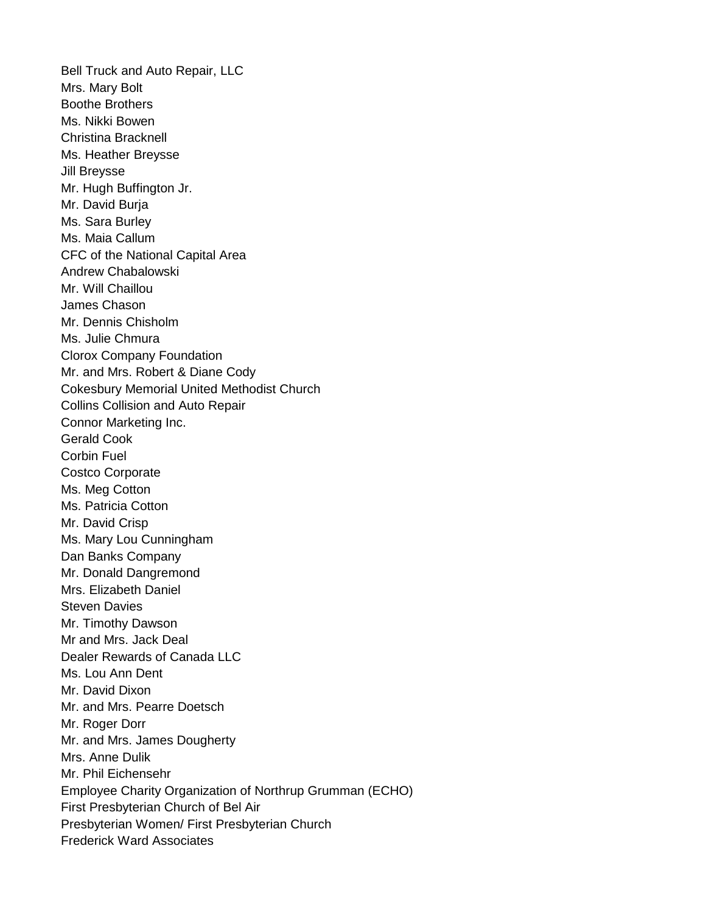Bell Truck and Auto Repair, LLC
Mrs. Mary Bolt
Boothe Brothers
Ms. Nikki Bowen
Christina Bracknell
Ms. Heather Breysse
Jill Breysse
Mr. Hugh Buffington Jr.
Mr. David Burja
Ms. Sara Burley
Ms. Maia Callum
CFC of the National Capital Area
Andrew Chabalowski
Mr. Will Chaillou
James Chason
Mr. Dennis Chisholm
Ms. Julie Chmura
Clorox Company Foundation
Mr. and Mrs. Robert & Diane Cody
Cokesbury Memorial United Methodist Church
Collins Collision and Auto Repair
Connor Marketing Inc.
Gerald Cook
Corbin Fuel
Costco Corporate
Ms. Meg Cotton
Ms. Patricia Cotton
Mr. David Crisp
Ms. Mary Lou Cunningham
Dan Banks Company
Mr. Donald Dangremond
Mrs. Elizabeth Daniel
Steven Davies
Mr. Timothy Dawson
Mr and Mrs. Jack Deal
Dealer Rewards of Canada LLC
Ms. Lou Ann Dent
Mr. David Dixon
Mr. and Mrs. Pearre Doetsch
Mr. Roger Dorr
Mr. and Mrs. James Dougherty
Mrs. Anne Dulik
Mr. Phil Eichensehr
Employee Charity Organization of Northrup Grumman (ECHO)
First Presbyterian Church of Bel Air
Presbyterian Women/ First Presbyterian Church
Frederick Ward Associates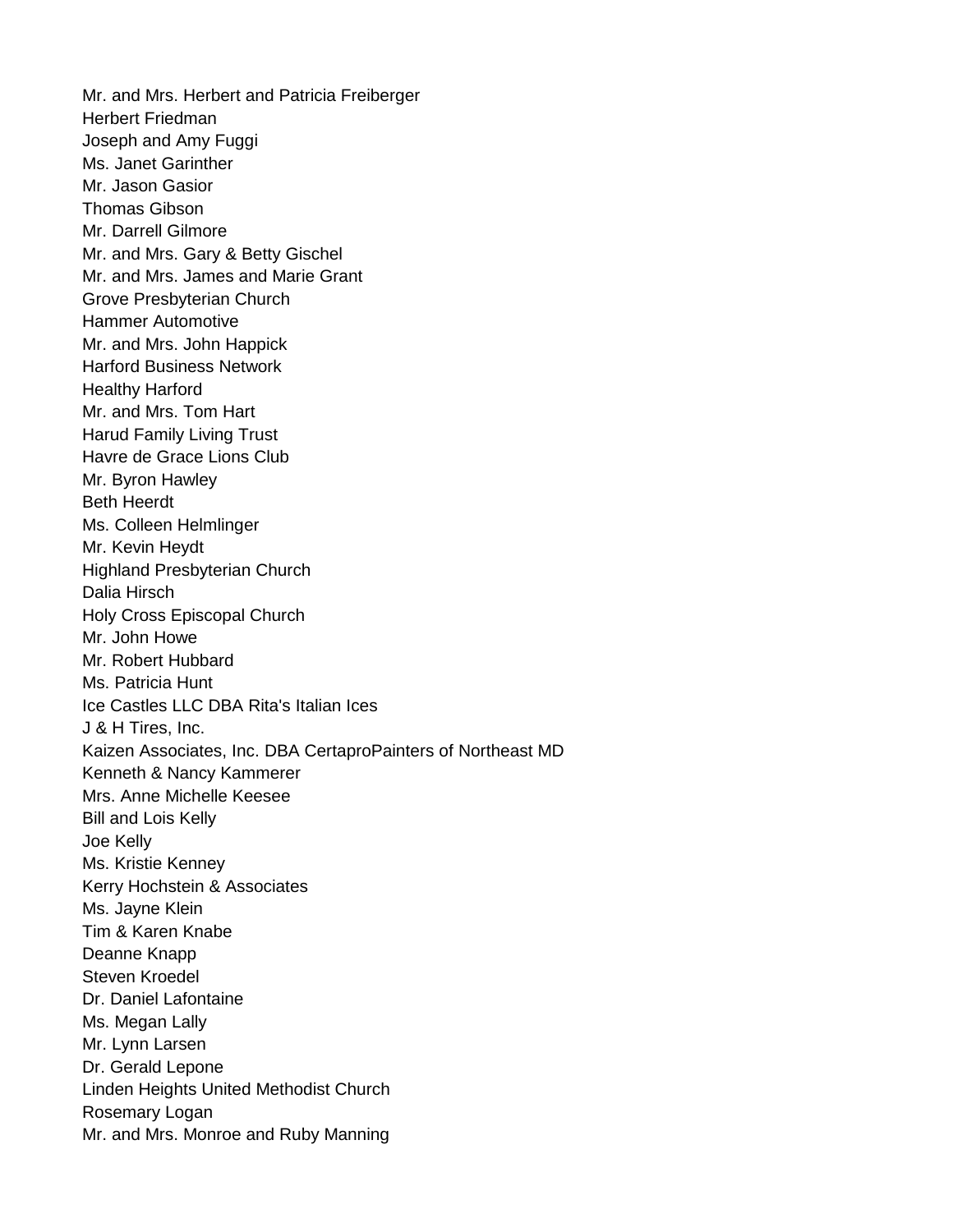Mr. and Mrs. Herbert and Patricia Freiberger
Herbert Friedman
Joseph and Amy Fuggi
Ms. Janet Garinther
Mr. Jason Gasior
Thomas Gibson
Mr. Darrell Gilmore
Mr. and Mrs. Gary & Betty Gischel
Mr. and Mrs. James and Marie Grant
Grove Presbyterian Church
Hammer Automotive
Mr. and Mrs. John Happick
Harford Business Network
Healthy Harford
Mr. and Mrs. Tom Hart
Harud Family Living Trust
Havre de Grace Lions Club
Mr. Byron Hawley
Beth Heerdt
Ms. Colleen Helmlinger
Mr. Kevin Heydt
Highland Presbyterian Church
Dalia Hirsch
Holy Cross Episcopal Church
Mr. John Howe
Mr. Robert Hubbard
Ms. Patricia Hunt
Ice Castles LLC DBA Rita's Italian Ices
J & H Tires, Inc.
Kaizen Associates, Inc. DBA CertaproPainters of Northeast MD
Kenneth & Nancy Kammerer
Mrs. Anne Michelle Keesee
Bill and Lois Kelly
Joe Kelly
Ms. Kristie Kenney
Kerry Hochstein & Associates
Ms. Jayne Klein
Tim & Karen Knabe
Deanne Knapp
Steven Kroedel
Dr. Daniel Lafontaine
Ms. Megan Lally
Mr. Lynn Larsen
Dr. Gerald Lepone
Linden Heights United Methodist Church
Rosemary Logan
Mr. and Mrs. Monroe and Ruby Manning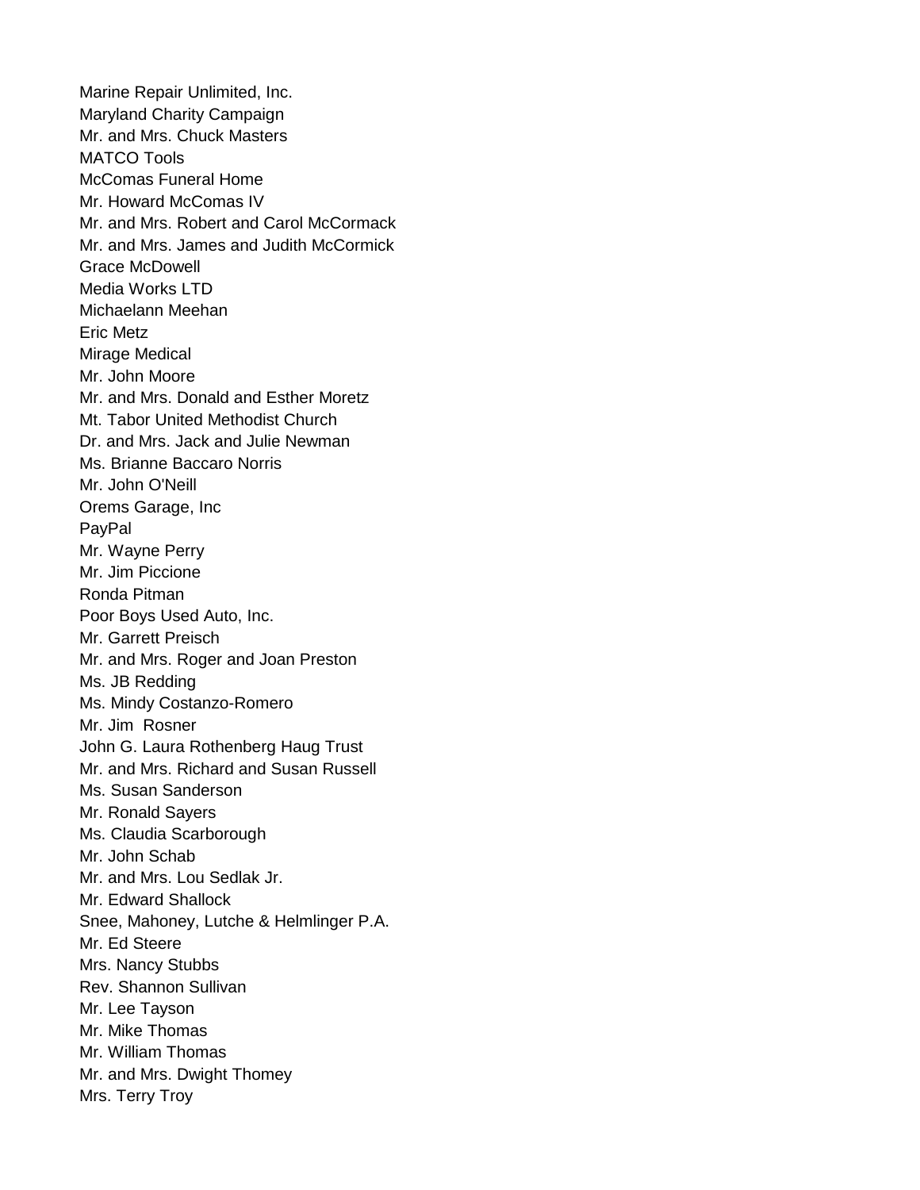Marine Repair Unlimited, Inc.
Maryland Charity Campaign
Mr. and Mrs. Chuck Masters
MATCO Tools
McComas Funeral Home
Mr. Howard McComas IV
Mr. and Mrs. Robert and Carol McCormack
Mr. and Mrs. James and Judith McCormick
Grace McDowell
Media Works LTD
Michaelann Meehan
Eric Metz
Mirage Medical
Mr. John Moore
Mr. and Mrs. Donald and Esther Moretz
Mt. Tabor United Methodist Church
Dr. and Mrs. Jack and Julie Newman
Ms. Brianne Baccaro Norris
Mr. John O'Neill
Orems Garage, Inc
PayPal
Mr. Wayne Perry
Mr. Jim Piccione
Ronda Pitman
Poor Boys Used Auto, Inc.
Mr. Garrett Preisch
Mr. and Mrs. Roger and Joan Preston
Ms. JB Redding
Ms. Mindy Costanzo-Romero
Mr. Jim Rosner
John G. Laura Rothenberg Haug Trust
Mr. and Mrs. Richard and Susan Russell
Ms. Susan Sanderson
Mr. Ronald Sayers
Ms. Claudia Scarborough
Mr. John Schab
Mr. and Mrs. Lou Sedlak Jr.
Mr. Edward Shallock
Snee, Mahoney, Lutche & Helmlinger P.A.
Mr. Ed Steere
Mrs. Nancy Stubbs
Rev. Shannon Sullivan
Mr. Lee Tayson
Mr. Mike Thomas
Mr. William Thomas
Mr. and Mrs. Dwight Thomey
Mrs. Terry Troy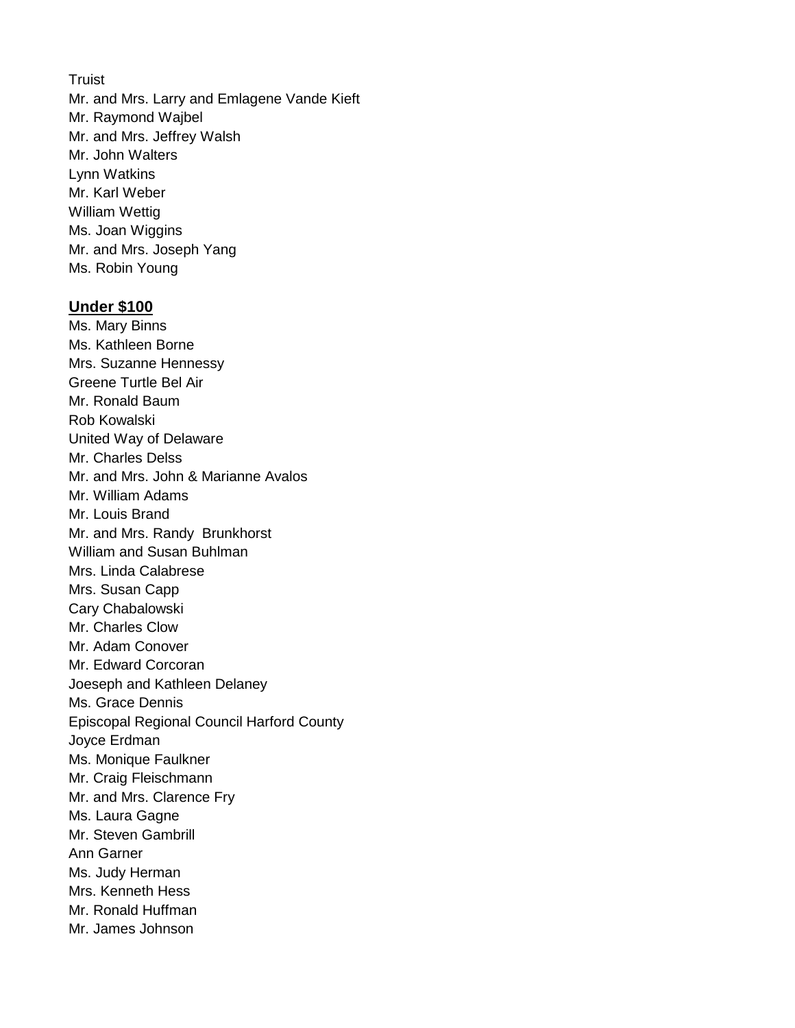Truist
Mr. and Mrs. Larry and Emlagene Vande Kieft
Mr. Raymond Wajbel
Mr. and Mrs. Jeffrey Walsh
Mr. John Walters
Lynn Watkins
Mr. Karl Weber
William Wettig
Ms. Joan Wiggins
Mr. and Mrs. Joseph Yang
Ms. Robin Young

**Under $100**

Ms. Mary Binns
Ms. Kathleen Borne
Mrs. Suzanne Hennessy
Greene Turtle Bel Air
Mr. Ronald Baum
Rob Kowalski
United Way of Delaware
Mr. Charles Delss
Mr. and Mrs. John & Marianne Avalos
Mr. William Adams
Mr. Louis Brand
Mr. and Mrs. Randy Brunkhorst
William and Susan Buhlman
Mrs. Linda Calabrese
Mrs. Susan Capp
Cary Chabalowski
Mr. Charles Clow
Mr. Adam Conover
Mr. Edward Corcoran
Joeseph and Kathleen Delaney
Ms. Grace Dennis
Episcopal Regional Council Harford County
Joyce Erdman
Ms. Monique Faulkner
Mr. Craig Fleischmann
Mr. and Mrs. Clarence Fry
Ms. Laura Gagne
Mr. Steven Gambrill
Ann Garner
Ms. Judy Herman
Mrs. Kenneth Hess
Mr. Ronald Huffman
Mr. James Johnson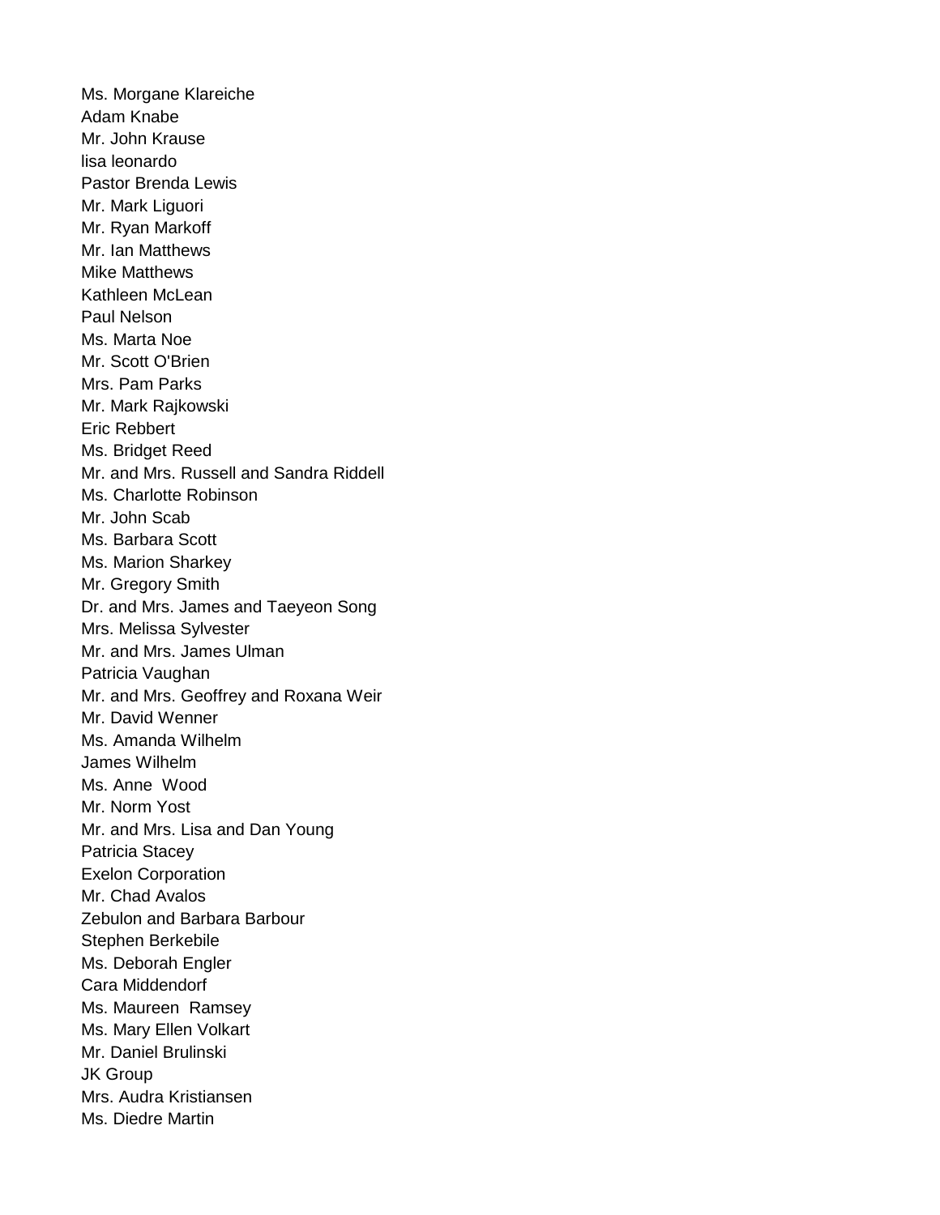Ms. Morgane Klareiche
Adam Knabe
Mr. John Krause
lisa leonardo
Pastor Brenda Lewis
Mr. Mark Liguori
Mr. Ryan Markoff
Mr. Ian Matthews
Mike Matthews
Kathleen McLean
Paul Nelson
Ms. Marta Noe
Mr. Scott O'Brien
Mrs. Pam Parks
Mr. Mark Rajkowski
Eric Rebbert
Ms. Bridget Reed
Mr. and Mrs. Russell and Sandra Riddell
Ms. Charlotte Robinson
Mr. John Scab
Ms. Barbara Scott
Ms. Marion Sharkey
Mr. Gregory Smith
Dr. and Mrs. James and Taeyeon Song
Mrs. Melissa Sylvester
Mr. and Mrs. James Ulman
Patricia Vaughan
Mr. and Mrs. Geoffrey and Roxana Weir
Mr. David Wenner
Ms. Amanda Wilhelm
James Wilhelm
Ms. Anne Wood
Mr. Norm Yost
Mr. and Mrs. Lisa and Dan Young
Patricia Stacey
Exelon Corporation
Mr. Chad Avalos
Zebulon and Barbara Barbour
Stephen Berkebile
Ms. Deborah Engler
Cara Middendorf
Ms. Maureen Ramsey
Ms. Mary Ellen Volkart
Mr. Daniel Brulinski
JK Group
Mrs. Audra Kristiansen
Ms. Diedre Martin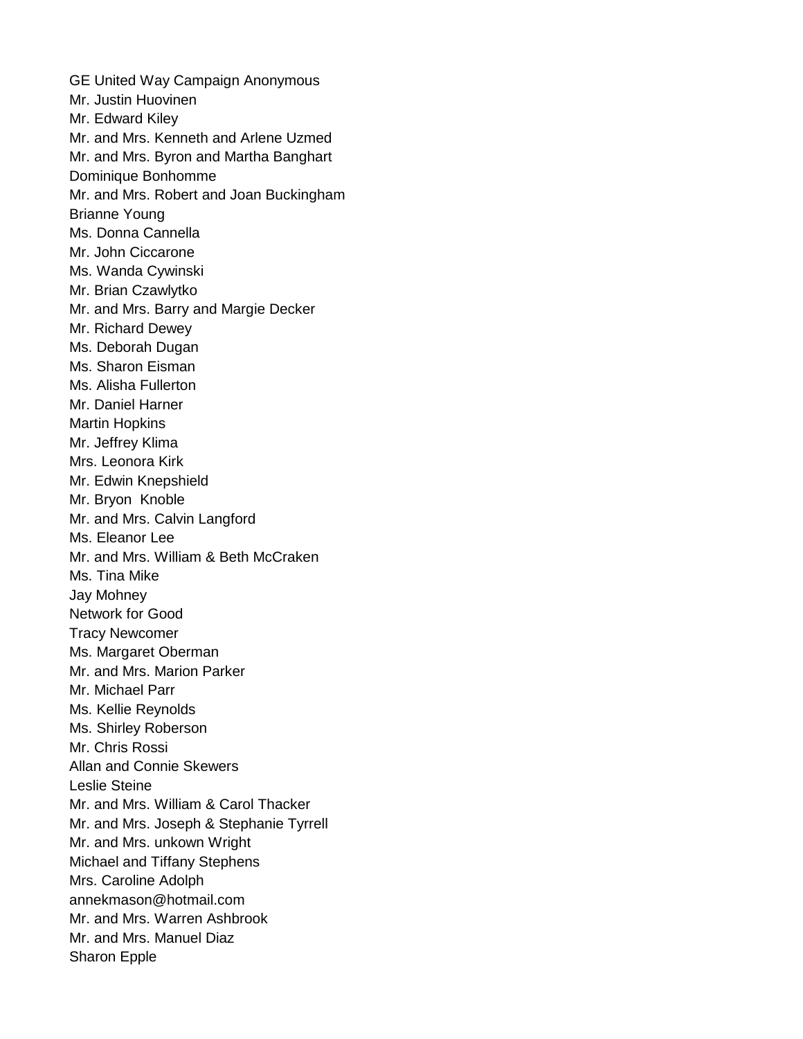GE United Way Campaign Anonymous
Mr. Justin Huovinen
Mr. Edward Kiley
Mr. and Mrs. Kenneth and Arlene Uzmed
Mr. and Mrs. Byron and Martha Banghart
Dominique Bonhomme
Mr. and Mrs. Robert and Joan Buckingham
Brianne Young
Ms. Donna Cannella
Mr. John Ciccarone
Ms. Wanda Cywinski
Mr. Brian Czawlytko
Mr. and Mrs. Barry and Margie Decker
Mr. Richard Dewey
Ms. Deborah Dugan
Ms. Sharon Eisman
Ms. Alisha Fullerton
Mr. Daniel Harner
Martin Hopkins
Mr. Jeffrey Klima
Mrs. Leonora Kirk
Mr. Edwin Knepshield
Mr. Bryon Knoble
Mr. and Mrs. Calvin Langford
Ms. Eleanor Lee
Mr. and Mrs. William & Beth McCraken
Ms. Tina Mike
Jay Mohney
Network for Good
Tracy Newcomer
Ms. Margaret Oberman
Mr. and Mrs. Marion Parker
Mr. Michael Parr
Ms. Kellie Reynolds
Ms. Shirley Roberson
Mr. Chris Rossi
Allan and Connie Skewers
Leslie Steine
Mr. and Mrs. William & Carol Thacker
Mr. and Mrs. Joseph & Stephanie Tyrrell
Mr. and Mrs. unkown Wright
Michael and Tiffany Stephens
Mrs. Caroline Adolph
annekmason@hotmail.com
Mr. and Mrs. Warren Ashbrook
Mr. and Mrs. Manuel Diaz
Sharon Epple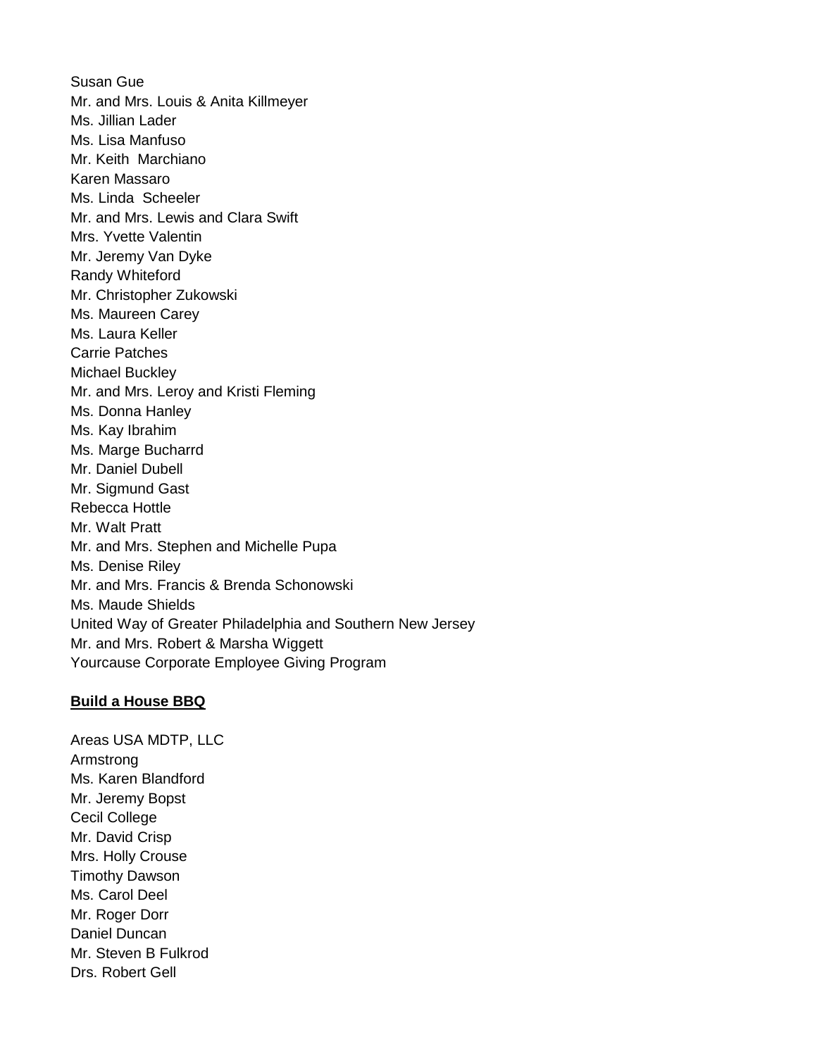Susan Gue
Mr. and Mrs. Louis & Anita Killmeyer
Ms. Jillian Lader
Ms. Lisa Manfuso
Mr. Keith  Marchiano
Karen Massaro
Ms. Linda  Scheeler
Mr. and Mrs. Lewis and Clara Swift
Mrs. Yvette Valentin
Mr. Jeremy Van Dyke
Randy Whiteford
Mr. Christopher Zukowski
Ms. Maureen Carey
Ms. Laura Keller
Carrie Patches
Michael Buckley
Mr. and Mrs. Leroy and Kristi Fleming
Ms. Donna Hanley
Ms. Kay Ibrahim
Ms. Marge Bucharrd
Mr. Daniel Dubell
Mr. Sigmund Gast
Rebecca Hottle
Mr. Walt Pratt
Mr. and Mrs. Stephen and Michelle Pupa
Ms. Denise Riley
Mr. and Mrs. Francis & Brenda Schonowski
Ms. Maude Shields
United Way of Greater Philadelphia and Southern New Jersey
Mr. and Mrs. Robert & Marsha Wiggett
Yourcause Corporate Employee Giving Program

**Build a House BBQ**

Areas USA MDTP, LLC
Armstrong
Ms. Karen Blandford
Mr. Jeremy Bopst
Cecil College
Mr. David Crisp
Mrs. Holly Crouse
Timothy Dawson
Ms. Carol Deel
Mr. Roger Dorr
Daniel Duncan
Mr. Steven B Fulkrod
Drs. Robert Gell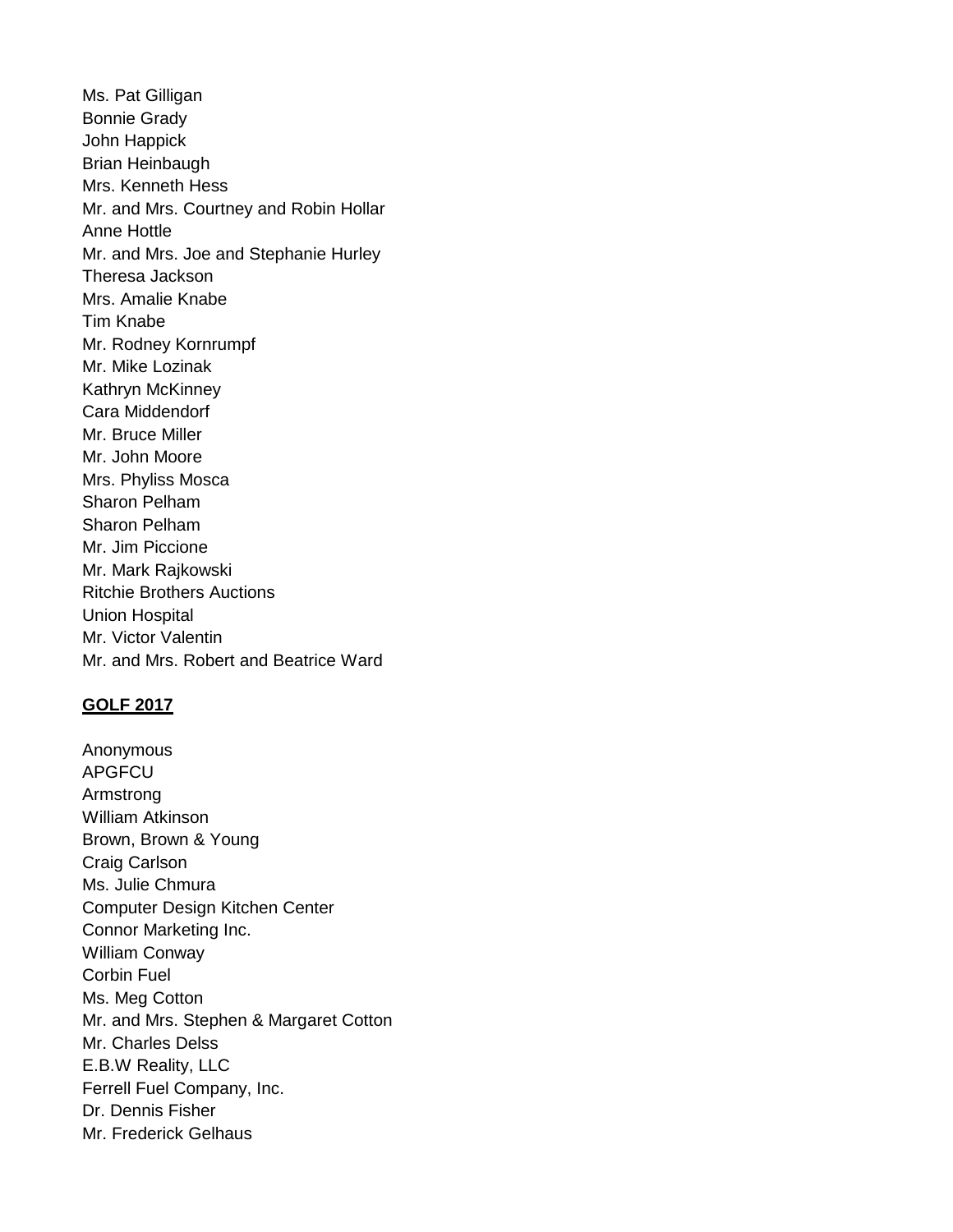Ms. Pat Gilligan
Bonnie Grady
John Happick
Brian Heinbaugh
Mrs. Kenneth Hess
Mr. and Mrs. Courtney and Robin Hollar
Anne Hottle
Mr. and Mrs. Joe and Stephanie Hurley
Theresa Jackson
Mrs. Amalie Knabe
Tim Knabe
Mr. Rodney Kornrumpf
Mr. Mike Lozinak
Kathryn McKinney
Cara Middendorf
Mr. Bruce Miller
Mr. John Moore
Mrs. Phyliss Mosca
Sharon Pelham
Sharon Pelham
Mr. Jim Piccione
Mr. Mark Rajkowski
Ritchie Brothers Auctions
Union Hospital
Mr. Victor Valentin
Mr. and Mrs. Robert and Beatrice Ward

**GOLF 2017**

Anonymous
APGFCU
Armstrong
William Atkinson
Brown, Brown & Young
Craig Carlson
Ms. Julie Chmura
Computer Design Kitchen Center
Connor Marketing Inc.
William Conway
Corbin Fuel
Ms. Meg Cotton
Mr. and Mrs. Stephen & Margaret Cotton
Mr. Charles Delss
E.B.W Reality, LLC
Ferrell Fuel Company, Inc.
Dr. Dennis Fisher
Mr. Frederick Gelhaus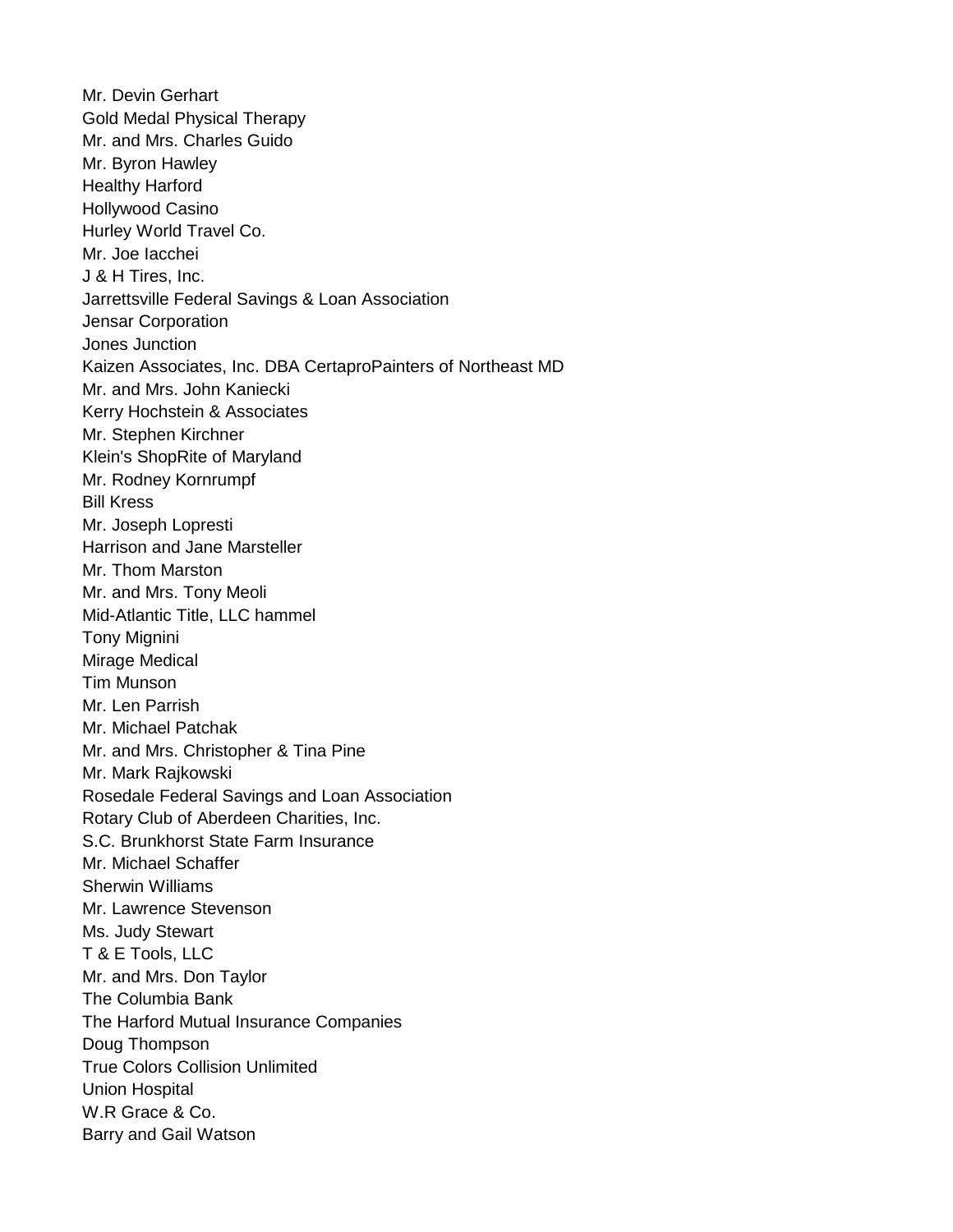Mr. Devin Gerhart  
Gold Medal Physical Therapy  
Mr. and Mrs. Charles Guido  
Mr. Byron Hawley  
Healthy Harford  
Hollywood Casino  
Hurley World Travel Co.  
Mr. Joe Iacchei  
J & H Tires, Inc.  
Jarrettsville Federal Savings & Loan Association  
Jensar Corporation  
Jones Junction  
Kaizen Associates, Inc. DBA CertaproPainters of Northeast MD  
Mr. and Mrs. John Kaniecki  
Kerry Hochstein & Associates  
Mr. Stephen Kirchner  
Klein's ShopRite of Maryland  
Mr. Rodney Kornrumpf  
Bill Kress  
Mr. Joseph Lopresti  
Harrison and Jane Marsteller  
Mr. Thom Marston  
Mr. and Mrs. Tony Meoli  
Mid-Atlantic Title, LLC hammel  
Tony Mignini  
Mirage Medical  
Tim Munson  
Mr. Len Parrish  
Mr. Michael Patchak  
Mr. and Mrs. Christopher & Tina Pine  
Mr. Mark Rajkowski  
Rosedale Federal Savings and Loan Association  
Rotary Club of Aberdeen Charities, Inc.  
S.C. Brunkhorst State Farm Insurance  
Mr. Michael Schaffer  
Sherwin Williams  
Mr. Lawrence Stevenson  
Ms. Judy Stewart  
T & E Tools, LLC  
Mr. and Mrs. Don Taylor  
The Columbia Bank  
The Harford Mutual Insurance Companies  
Doug Thompson  
True Colors Collision Unlimited  
Union Hospital  
W.R Grace & Co.  
Barry and Gail Watson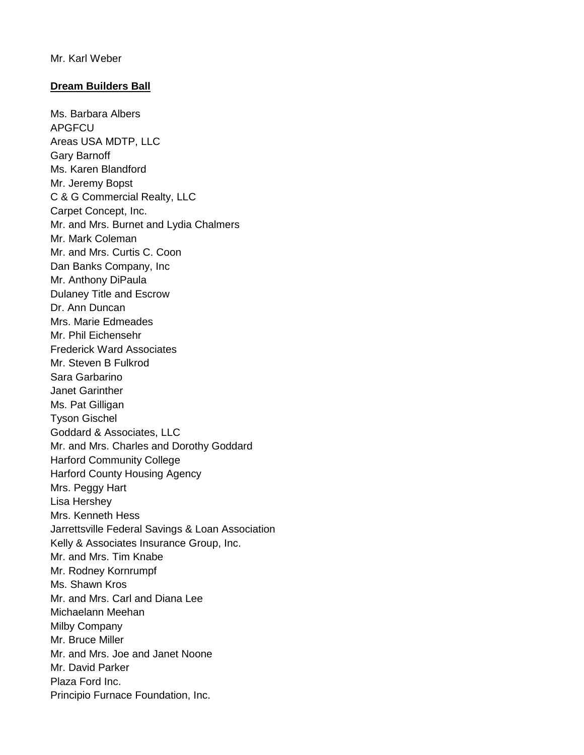Mr. Karl Weber

**Dream Builders Ball**

Ms. Barbara Albers
APGFCU
Areas USA MDTP, LLC
Gary Barnoff
Ms. Karen Blandford
Mr. Jeremy Bopst
C & G Commercial Realty, LLC
Carpet Concept, Inc.
Mr. and Mrs. Burnet and Lydia Chalmers
Mr. Mark Coleman
Mr. and Mrs. Curtis C. Coon
Dan Banks Company, Inc
Mr. Anthony DiPaula
Dulaney Title and Escrow
Dr. Ann Duncan
Mrs. Marie Edmeades
Mr. Phil Eichensehr
Frederick Ward Associates
Mr. Steven B Fulkrod
Sara Garbarino
Janet Garinther
Ms. Pat Gilligan
Tyson Gischel
Goddard & Associates, LLC
Mr. and Mrs. Charles and Dorothy Goddard
Harford Community College
Harford County Housing Agency
Mrs. Peggy Hart
Lisa Hershey
Mrs. Kenneth Hess
Jarrettsville Federal Savings & Loan Association
Kelly & Associates Insurance Group, Inc.
Mr. and Mrs. Tim Knabe
Mr. Rodney Kornrumpf
Ms. Shawn Kros
Mr. and Mrs. Carl and Diana Lee
Michaelann Meehan
Milby Company
Mr. Bruce Miller
Mr. and Mrs. Joe and Janet Noone
Mr. David Parker
Plaza Ford Inc.
Principio Furnace Foundation, Inc.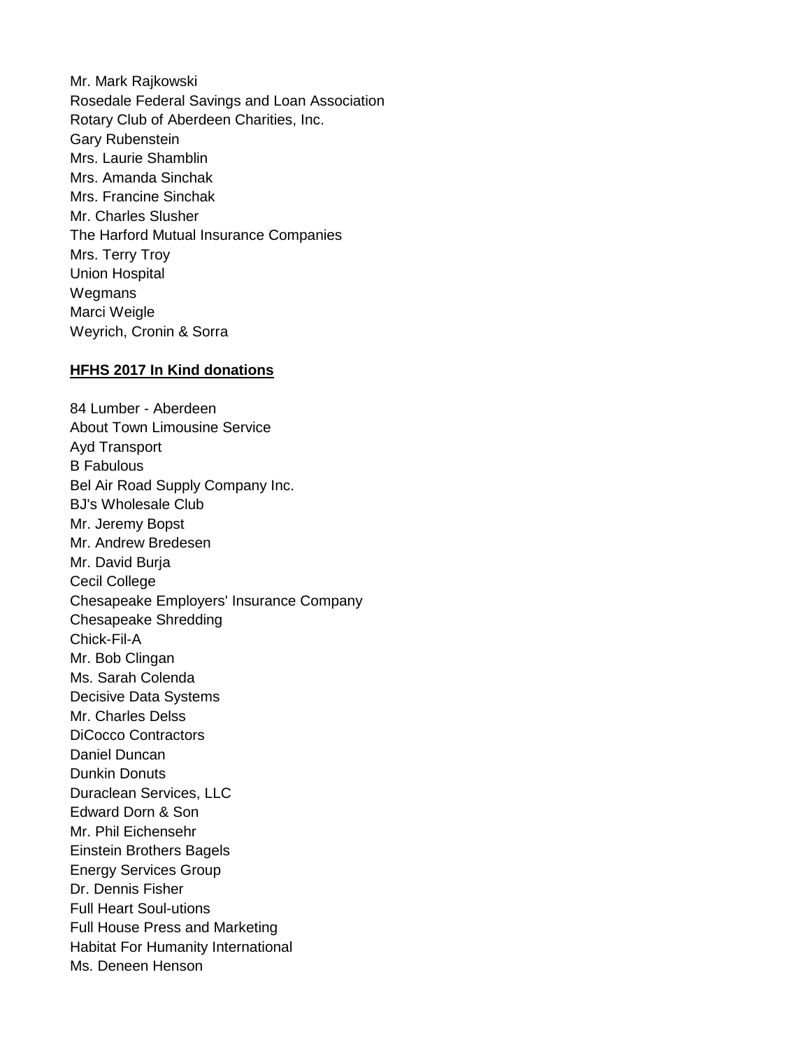Mr. Mark Rajkowski
Rosedale Federal Savings and Loan Association
Rotary Club of Aberdeen Charities, Inc.
Gary Rubenstein
Mrs. Laurie Shamblin
Mrs. Amanda Sinchak
Mrs. Francine Sinchak
Mr. Charles Slusher
The Harford Mutual Insurance Companies
Mrs. Terry Troy
Union Hospital
Wegmans
Marci Weigle
Weyrich, Cronin & Sorra

**HFHS 2017 In Kind donations**

84 Lumber - Aberdeen
About Town Limousine Service
Ayd Transport
B Fabulous
Bel Air Road Supply Company Inc.
BJ's Wholesale Club
Mr. Jeremy Bopst
Mr. Andrew Bredesen
Mr. David Burja
Cecil College
Chesapeake Employers' Insurance Company
Chesapeake Shredding
Chick-Fil-A
Mr. Bob Clingan
Ms. Sarah Colenda
Decisive Data Systems
Mr. Charles Delss
DiCocco Contractors
Daniel Duncan
Dunkin Donuts
Duraclean Services, LLC
Edward Dorn & Son
Mr. Phil Eichensehr
Einstein Brothers Bagels
Energy Services Group
Dr. Dennis Fisher
Full Heart Soul-utions
Full House Press and Marketing
Habitat For Humanity International
Ms. Deneen Henson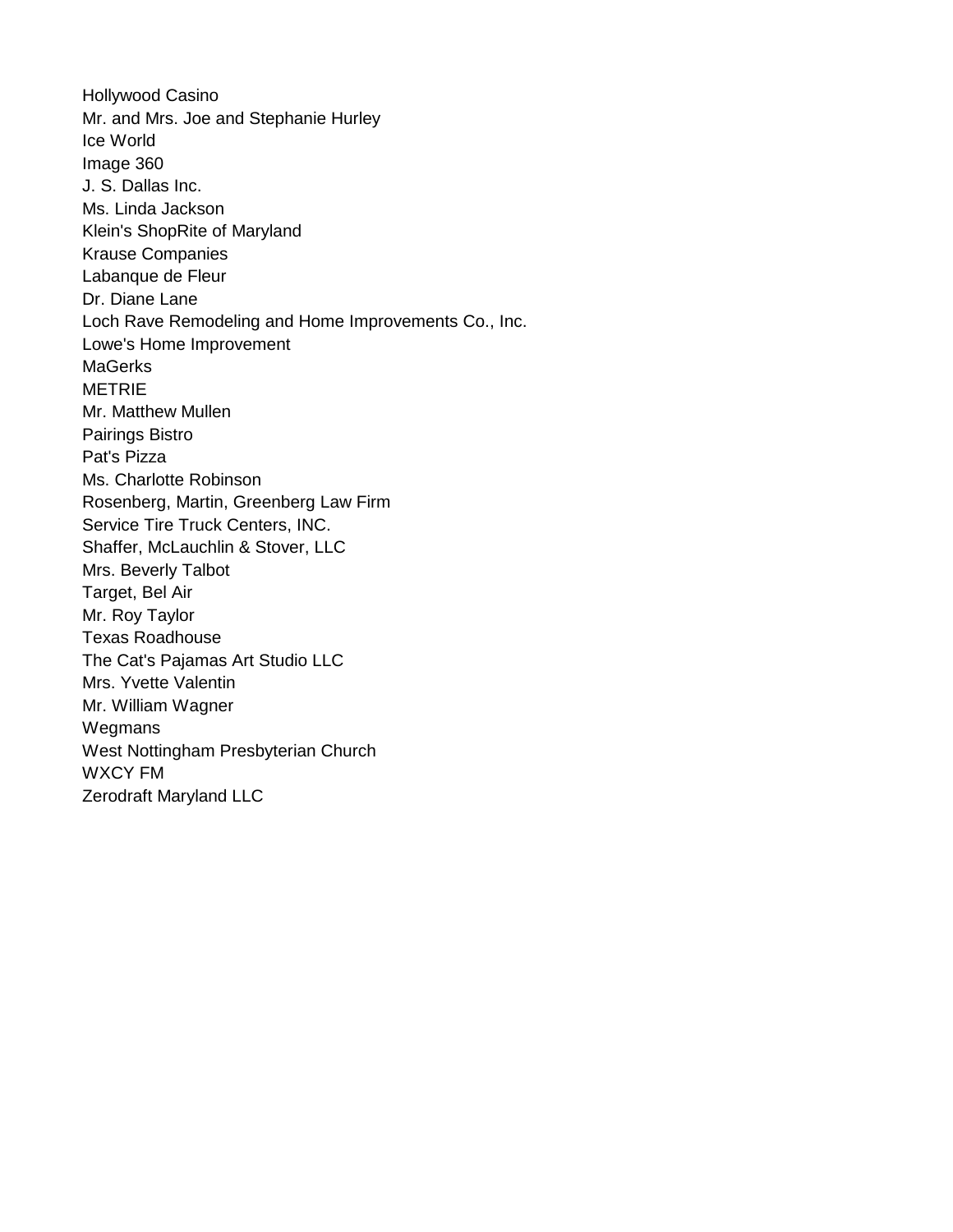Hollywood Casino
Mr. and Mrs. Joe and Stephanie Hurley
Ice World
Image 360
J. S. Dallas Inc.
Ms. Linda Jackson
Klein's ShopRite of Maryland
Krause Companies
Labanque de Fleur
Dr. Diane Lane
Loch Rave Remodeling and Home Improvements Co., Inc.
Lowe's Home Improvement
MaGerks
METRIE
Mr. Matthew Mullen
Pairings Bistro
Pat's Pizza
Ms. Charlotte Robinson
Rosenberg, Martin, Greenberg Law Firm
Service Tire Truck Centers, INC.
Shaffer, McLauchlin & Stover, LLC
Mrs. Beverly Talbot
Target, Bel Air
Mr. Roy Taylor
Texas Roadhouse
The Cat's Pajamas Art Studio LLC
Mrs. Yvette Valentin
Mr. William Wagner
Wegmans
West Nottingham Presbyterian Church
WXCY FM
Zerodraft Maryland LLC